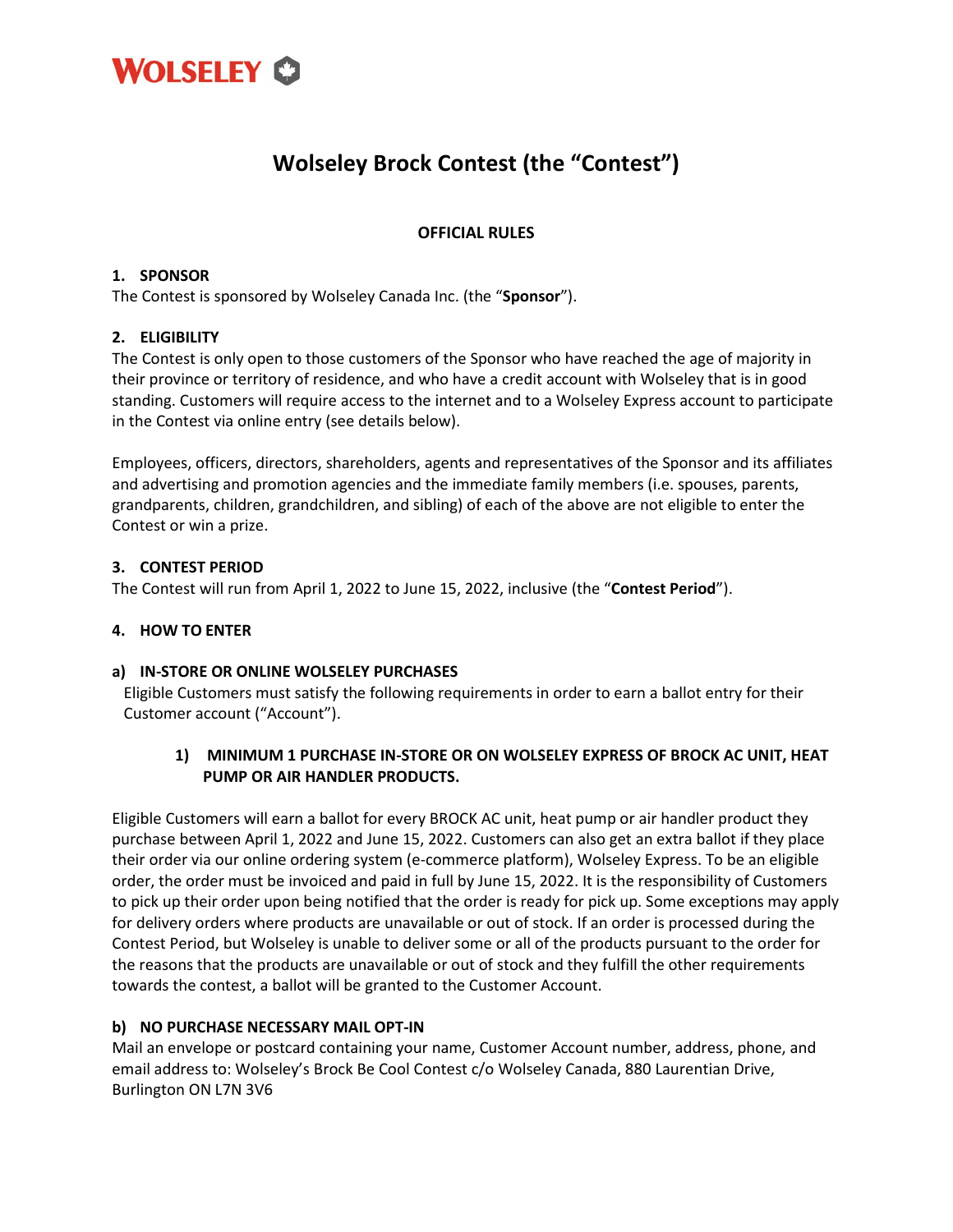WOLSELEY

# Wolseley Brock Contest (the "Contest")

## OFFICIAL RULES

### 1. SPONSOR

The Contest is sponsored by Wolseley Canada Inc. (the "**Sponsor**").

### 2. ELIGIBILITY

The Contest is only open to those customers of the Sponsor who have reached the age of majority in their province or territory of residence, and who have a credit account with Wolseley that is in good standing. Customers will require access to the internet and to a Wolseley Express account to participate in the Contest via online entry (see details below).

Employees, officers, directors, shareholders, agents and representatives of the Sponsor and its affiliates and advertising and promotion agencies and the immediate family members (i.e. spouses, parents, grandparents, children, grandchildren, and sibling) of each of the above are not eligible to enter the Contest or win a prize.

### 3. CONTEST PERIOD

The Contest will run from April 1, 2022 to June 15, 2022, inclusive (the "**Contest Period**").

### 4. HOW TO ENTER

#### a) IN-STORE OR ONLINE WOLSELEY PURCHASES

Eligible Customers must satisfy the following requirements in order to earn a ballot entry for their Customer account ("Account").

##### 1) MINIMUM 1 PURCHASE IN-STORE OR ON WOLSELEY EXPRESS OF BROCK AC UNIT, HEAT PUMP OR AIR HANDLER PRODUCTS.

Eligible Customers will earn a ballot for every BROCK AC unit, heat pump or air handler product they purchase between April 1, 2022 and June 15, 2022. Customers can also get an extra ballot if they place their order via our online ordering system (e-commerce platform), Wolseley Express. To be an eligible order, the order must be invoiced and paid in full by June 15, 2022. It is the responsibility of Customers to pick up their order upon being notified that the order is ready for pick up. Some exceptions may apply for delivery orders where products are unavailable or out of stock. If an order is processed during the Contest Period, but Wolseley is unable to deliver some or all of the products pursuant to the order for the reasons that the products are unavailable or out of stock and they fulfill the other requirements towards the contest, a ballot will be granted to the Customer Account.

#### b) NO PURCHASE NECESSARY MAIL OPT-IN

Mail an envelope or postcard containing your name, Customer Account number, address, phone, and email address to: Wolseley's Brock Be Cool Contest c/o Wolseley Canada, 880 Laurentian Drive, Burlington ON L7N 3V6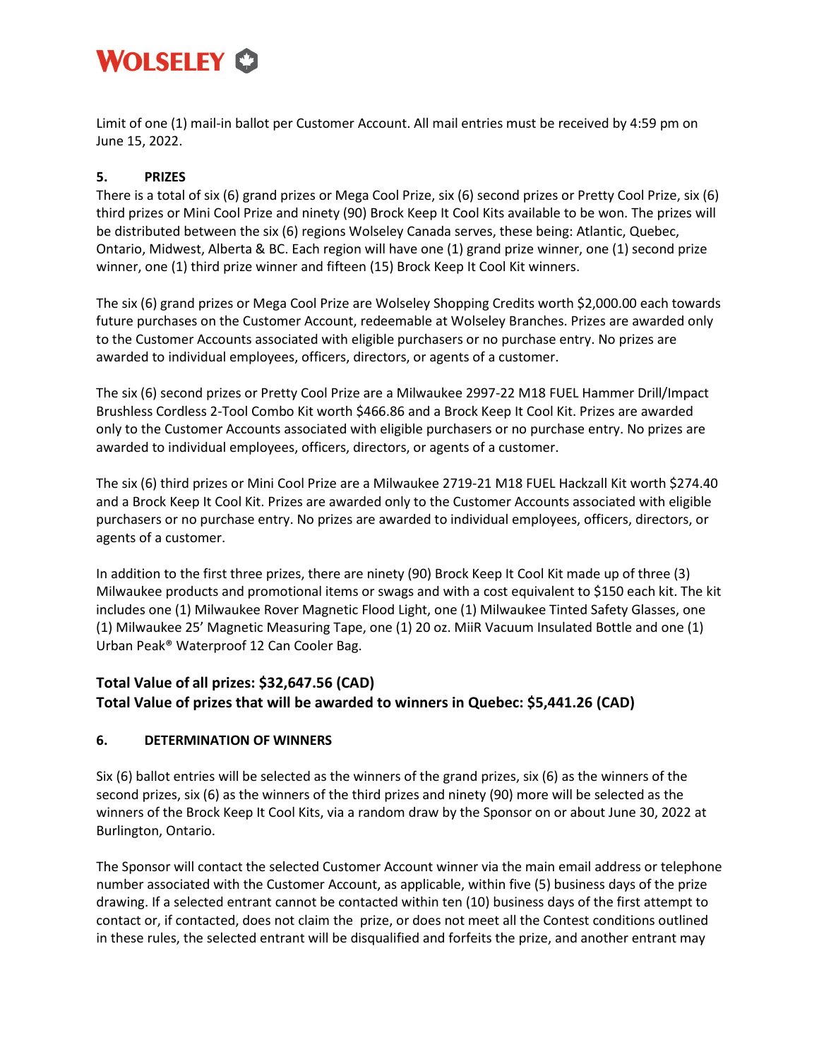Limit of one (1) mail-in ballot per Customer Account. All mail entries must be received by 4:59 pm on June 15, 2022.

### 5. PRIZES

There is a total of six (6) grand prizes or Mega Cool Prize, six (6) second prizes or Pretty Cool Prize, six (6) third prizes or Mini Cool Prize and ninety (90) Brock Keep It Cool Kits available to be won. The prizes will be distributed between the six (6) regions Wolseley Canada serves, these being: Atlantic, Quebec, Ontario, Midwest, Alberta & BC. Each region will have one (1) grand prize winner, one (1) second prize winner, one (1) third prize winner and fifteen (15) Brock Keep It Cool Kit winners.

The six (6) grand prizes or Mega Cool Prize are Wolseley Shopping Credits worth $2,000.00 each towards future purchases on the Customer Account, redeemable at Wolseley Branches. Prizes are awarded only to the Customer Accounts associated with eligible purchasers or no purchase entry. No prizes are awarded to individual employees, officers, directors, or agents of a customer.

The six (6) second prizes or Pretty Cool Prize are a Milwaukee 2997-22 M18 FUEL Hammer Drill/Impact Brushless Cordless 2-Tool Combo Kit worth $466.86 and a Brock Keep It Cool Kit. Prizes are awarded only to the Customer Accounts associated with eligible purchasers or no purchase entry. No prizes are awarded to individual employees, officers, directors, or agents of a customer.

The six (6) third prizes or Mini Cool Prize are a Milwaukee 2719-21 M18 FUEL Hackzall Kit worth $274.40 and a Brock Keep It Cool Kit. Prizes are awarded only to the Customer Accounts associated with eligible purchasers or no purchase entry. No prizes are awarded to individual employees, officers, directors, or agents of a customer.

In addition to the first three prizes, there are ninety (90) Brock Keep It Cool Kit made up of three (3) Milwaukee products and promotional items or swags and with a cost equivalent to $150 each kit. The kit includes one (1) Milwaukee Rover Magnetic Flood Light, one (1) Milwaukee Tinted Safety Glasses, one (1) Milwaukee 25' Magnetic Measuring Tape, one (1) 20 oz. MiiR Vacuum Insulated Bottle and one (1) Urban Peak® Waterproof 12 Can Cooler Bag.

**Total Value of all prizes: $32,647.56 (CAD)**
**Total Value of prizes that will be awarded to winners in Quebec: $5,441.26 (CAD)**

### 6. DETERMINATION OF WINNERS

Six (6) ballot entries will be selected as the winners of the grand prizes, six (6) as the winners of the second prizes, six (6) as the winners of the third prizes and ninety (90) more will be selected as the winners of the Brock Keep It Cool Kits, via a random draw by the Sponsor on or about June 30, 2022 at Burlington, Ontario.

The Sponsor will contact the selected Customer Account winner via the main email address or telephone number associated with the Customer Account, as applicable, within five (5) business days of the prize drawing. If a selected entrant cannot be contacted within ten (10) business days of the first attempt to contact or, if contacted, does not claim the prize, or does not meet all the Contest conditions outlined in these rules, the selected entrant will be disqualified and forfeits the prize, and another entrant may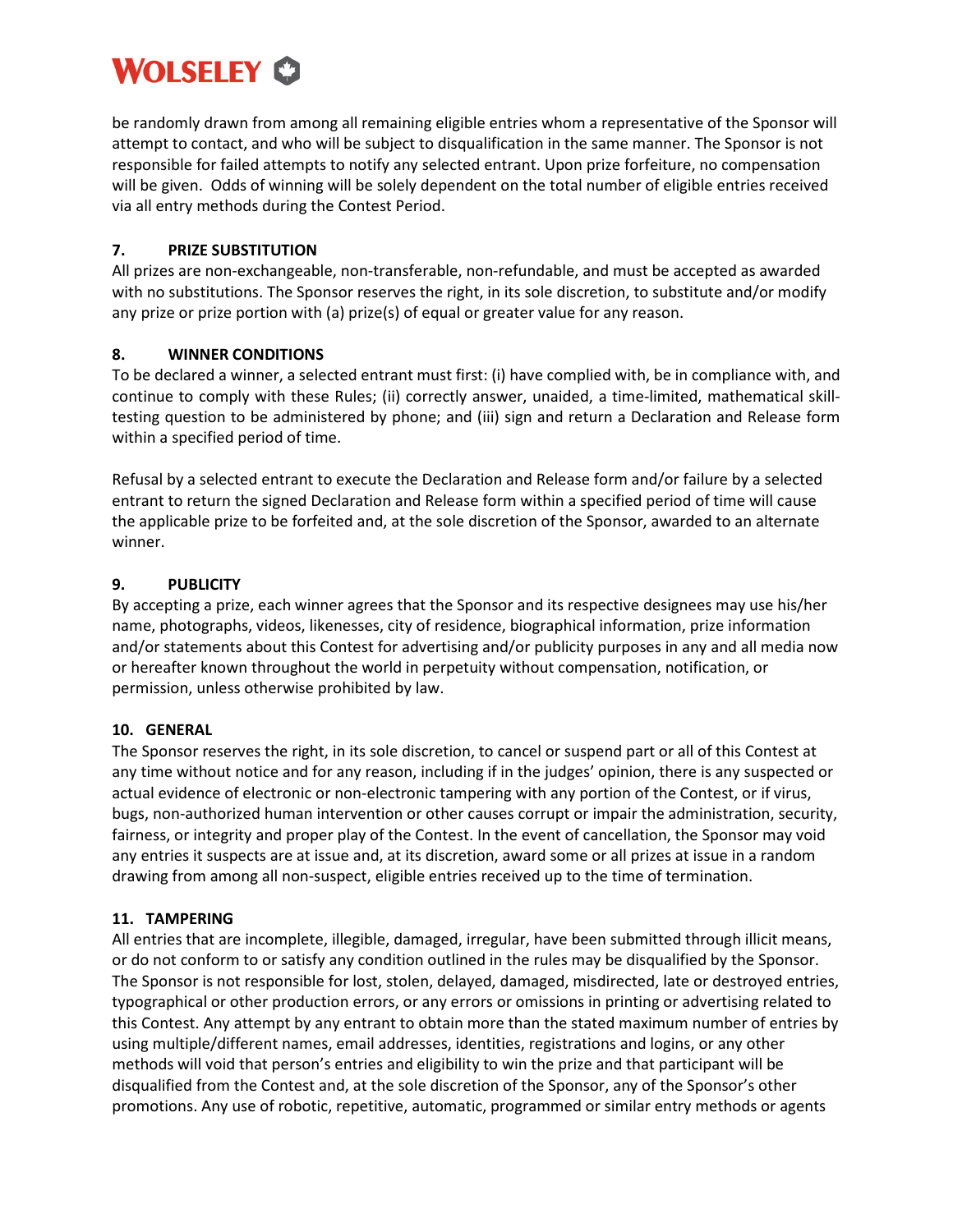be randomly drawn from among all remaining eligible entries whom a representative of the Sponsor will attempt to contact, and who will be subject to disqualification in the same manner. The Sponsor is not responsible for failed attempts to notify any selected entrant. Upon prize forfeiture, no compensation will be given. Odds of winning will be solely dependent on the total number of eligible entries received via all entry methods during the Contest Period.

## 7. PRIZE SUBSTITUTION

All prizes are non-exchangeable, non-transferable, non-refundable, and must be accepted as awarded with no substitutions. The Sponsor reserves the right, in its sole discretion, to substitute and/or modify any prize or prize portion with (a) prize(s) of equal or greater value for any reason.

## 8. WINNER CONDITIONS

To be declared a winner, a selected entrant must first: (i) have complied with, be in compliance with, and continue to comply with these Rules; (ii) correctly answer, unaided, a time-limited, mathematical skill-testing question to be administered by phone; and (iii) sign and return a Declaration and Release form within a specified period of time.

Refusal by a selected entrant to execute the Declaration and Release form and/or failure by a selected entrant to return the signed Declaration and Release form within a specified period of time will cause the applicable prize to be forfeited and, at the sole discretion of the Sponsor, awarded to an alternate winner.

## 9. PUBLICITY

By accepting a prize, each winner agrees that the Sponsor and its respective designees may use his/her name, photographs, videos, likenesses, city of residence, biographical information, prize information and/or statements about this Contest for advertising and/or publicity purposes in any and all media now or hereafter known throughout the world in perpetuity without compensation, notification, or permission, unless otherwise prohibited by law.

## 10. GENERAL

The Sponsor reserves the right, in its sole discretion, to cancel or suspend part or all of this Contest at any time without notice and for any reason, including if in the judges' opinion, there is any suspected or actual evidence of electronic or non-electronic tampering with any portion of the Contest, or if virus, bugs, non-authorized human intervention or other causes corrupt or impair the administration, security, fairness, or integrity and proper play of the Contest. In the event of cancellation, the Sponsor may void any entries it suspects are at issue and, at its discretion, award some or all prizes at issue in a random drawing from among all non-suspect, eligible entries received up to the time of termination.

## 11. TAMPERING

All entries that are incomplete, illegible, damaged, irregular, have been submitted through illicit means, or do not conform to or satisfy any condition outlined in the rules may be disqualified by the Sponsor. The Sponsor is not responsible for lost, stolen, delayed, damaged, misdirected, late or destroyed entries, typographical or other production errors, or any errors or omissions in printing or advertising related to this Contest. Any attempt by any entrant to obtain more than the stated maximum number of entries by using multiple/different names, email addresses, identities, registrations and logins, or any other methods will void that person's entries and eligibility to win the prize and that participant will be disqualified from the Contest and, at the sole discretion of the Sponsor, any of the Sponsor's other promotions. Any use of robotic, repetitive, automatic, programmed or similar entry methods or agents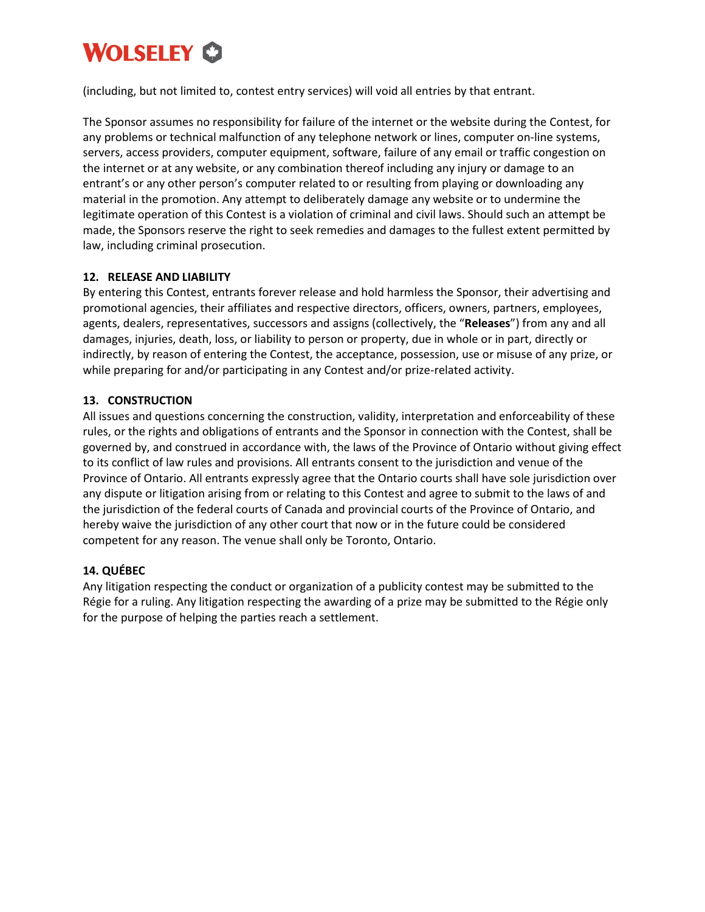(including, but not limited to, contest entry services) will void all entries by that entrant.

The Sponsor assumes no responsibility for failure of the internet or the website during the Contest, for any problems or technical malfunction of any telephone network or lines, computer on-line systems, servers, access providers, computer equipment, software, failure of any email or traffic congestion on the internet or at any website, or any combination thereof including any injury or damage to an entrant's or any other person's computer related to or resulting from playing or downloading any material in the promotion. Any attempt to deliberately damage any website or to undermine the legitimate operation of this Contest is a violation of criminal and civil laws. Should such an attempt be made, the Sponsors reserve the right to seek remedies and damages to the fullest extent permitted by law, including criminal prosecution.

**12. RELEASE AND LIABILITY**

By entering this Contest, entrants forever release and hold harmless the Sponsor, their advertising and promotional agencies, their affiliates and respective directors, officers, owners, partners, employees, agents, dealers, representatives, successors and assigns (collectively, the "**Releases**") from any and all damages, injuries, death, loss, or liability to person or property, due in whole or in part, directly or indirectly, by reason of entering the Contest, the acceptance, possession, use or misuse of any prize, or while preparing for and/or participating in any Contest and/or prize-related activity.

**13. CONSTRUCTION**

All issues and questions concerning the construction, validity, interpretation and enforceability of these rules, or the rights and obligations of entrants and the Sponsor in connection with the Contest, shall be governed by, and construed in accordance with, the laws of the Province of Ontario without giving effect to its conflict of law rules and provisions. All entrants consent to the jurisdiction and venue of the Province of Ontario. All entrants expressly agree that the Ontario courts shall have sole jurisdiction over any dispute or litigation arising from or relating to this Contest and agree to submit to the laws of and the jurisdiction of the federal courts of Canada and provincial courts of the Province of Ontario, and hereby waive the jurisdiction of any other court that now or in the future could be considered competent for any reason. The venue shall only be Toronto, Ontario.

**14. QUÉBEC**

Any litigation respecting the conduct or organization of a publicity contest may be submitted to the Régie for a ruling. Any litigation respecting the awarding of a prize may be submitted to the Régie only for the purpose of helping the parties reach a settlement.